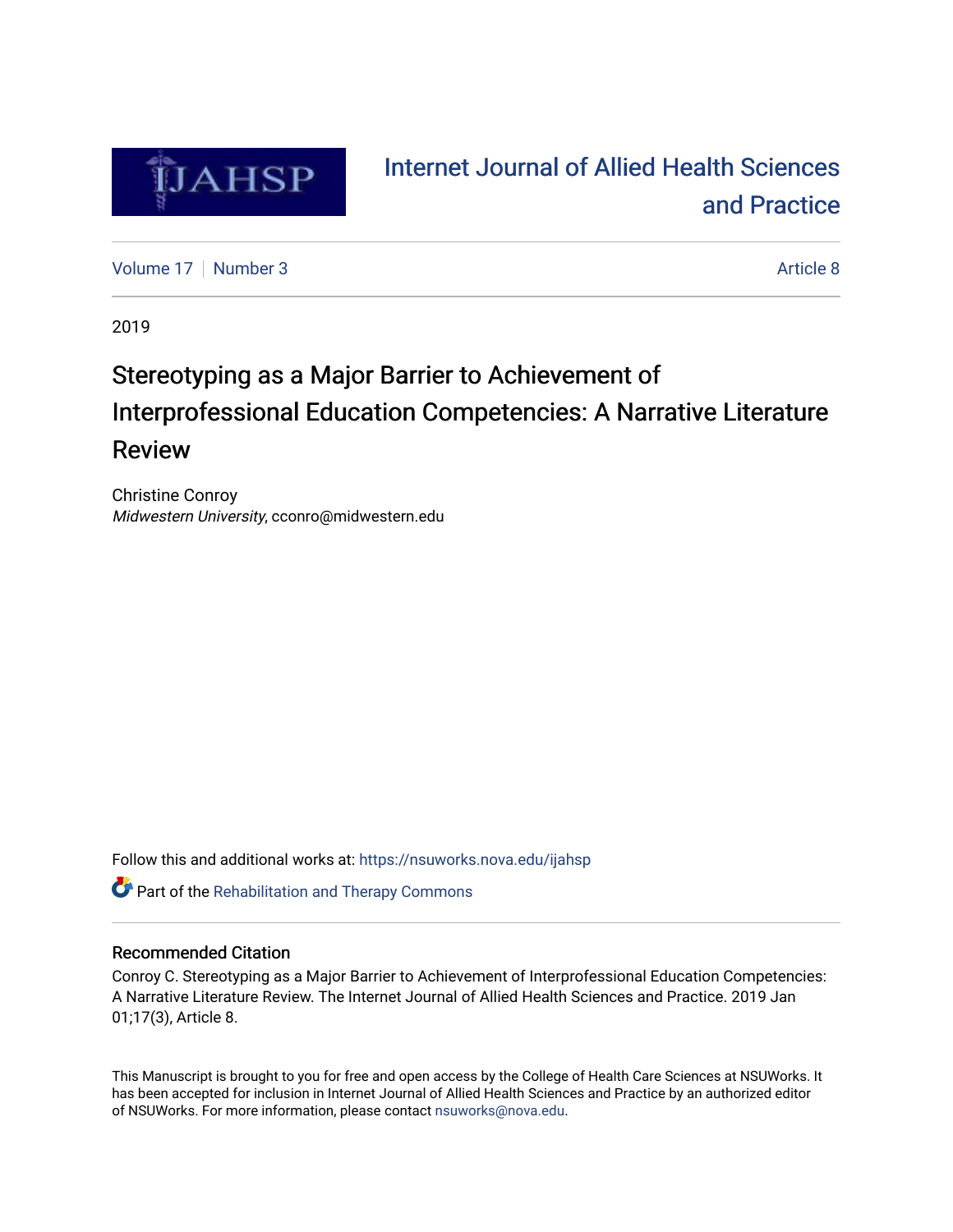# Internet Journal of Allied Health Sciences and Practice

Volume 17 | Number 3 | Article 8

2019

# Stereotyping as a Major Barrier to Achievement of Interprofessional Education Competencies: A Narrative Literature Review

Christine Conroy
*Midwestern University*, cconro@midwestern.edu

Follow this and additional works at: https://nsuworks.nova.edu/ijahsp

Part of the Rehabilitation and Therapy Commons

## Recommended Citation

Conroy C. Stereotyping as a Major Barrier to Achievement of Interprofessional Education Competencies: A Narrative Literature Review. The Internet Journal of Allied Health Sciences and Practice. 2019 Jan 01;17(3), Article 8.

This Manuscript is brought to you for free and open access by the College of Health Care Sciences at NSUWorks. It has been accepted for inclusion in Internet Journal of Allied Health Sciences and Practice by an authorized editor of NSUWorks. For more information, please contact nsuworks@nova.edu.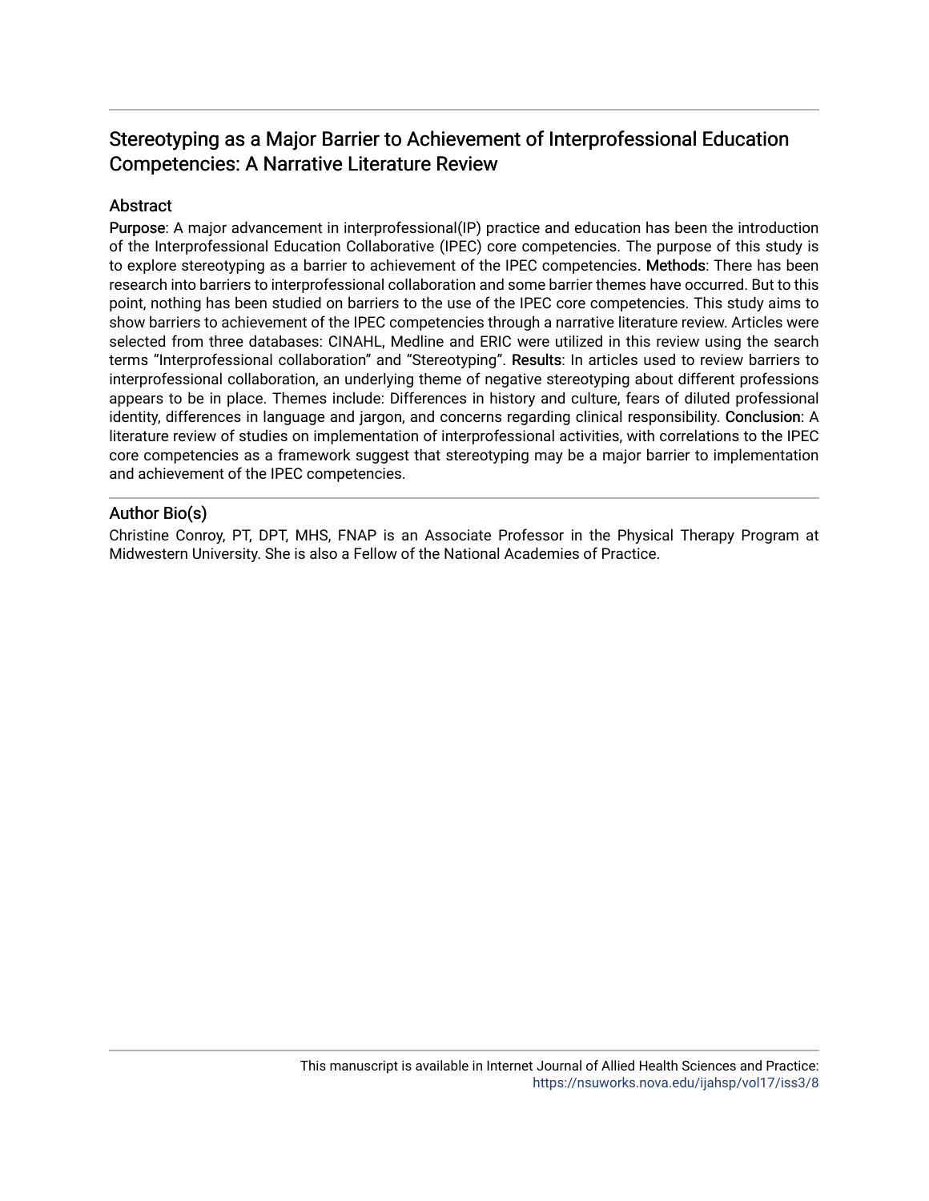## Stereotyping as a Major Barrier to Achievement of Interprofessional Education Competencies: A Narrative Literature Review

### Abstract

**Purpose**: A major advancement in interprofessional(IP) practice and education has been the introduction of the Interprofessional Education Collaborative (IPEC) core competencies. The purpose of this study is to explore stereotyping as a barrier to achievement of the IPEC competencies. **Methods**: There has been research into barriers to interprofessional collaboration and some barrier themes have occurred. But to this point, nothing has been studied on barriers to the use of the IPEC core competencies. This study aims to show barriers to achievement of the IPEC competencies through a narrative literature review. Articles were selected from three databases: CINAHL, Medline and ERIC were utilized in this review using the search terms "Interprofessional collaboration" and "Stereotyping". **Results**: In articles used to review barriers to interprofessional collaboration, an underlying theme of negative stereotyping about different professions appears to be in place. Themes include: Differences in history and culture, fears of diluted professional identity, differences in language and jargon, and concerns regarding clinical responsibility. **Conclusion**: A literature review of studies on implementation of interprofessional activities, with correlations to the IPEC core competencies as a framework suggest that stereotyping may be a major barrier to implementation and achievement of the IPEC competencies.

### Author Bio(s)

Christine Conroy, PT, DPT, MHS, FNAP is an Associate Professor in the Physical Therapy Program at Midwestern University. She is also a Fellow of the National Academies of Practice.

This manuscript is available in Internet Journal of Allied Health Sciences and Practice: https://nsuworks.nova.edu/ijahsp/vol17/iss3/8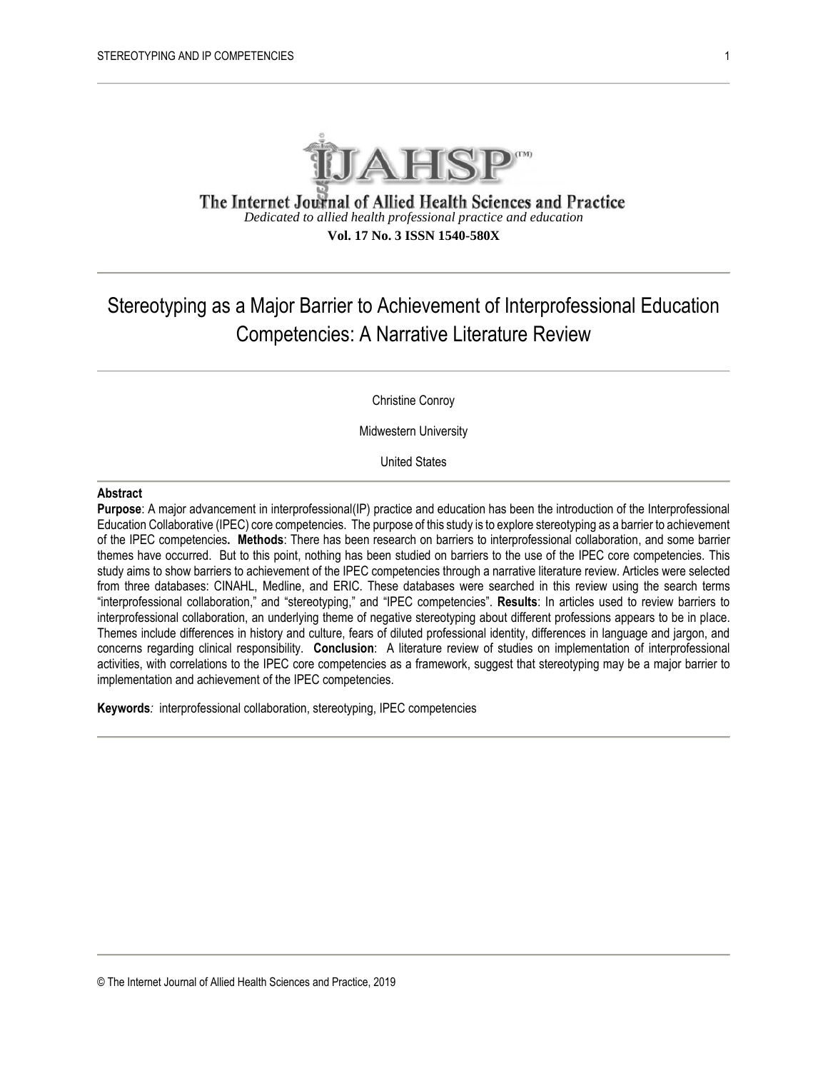The Internet Journal of Allied Health Sciences and Practice

*Dedicated to allied health professional practice and education*

**Vol. 17 No. 3 ISSN 1540-580X**

# Stereotyping as a Major Barrier to Achievement of Interprofessional Education Competencies: A Narrative Literature Review

Christine Conroy

Midwestern University

United States

**Abstract**

**Purpose**: A major advancement in interprofessional(IP) practice and education has been the introduction of the Interprofessional Education Collaborative (IPEC) core competencies. The purpose of this study is to explore stereotyping as a barrier to achievement of the IPEC competencies**. Methods**: There has been research on barriers to interprofessional collaboration, and some barrier themes have occurred. But to this point, nothing has been studied on barriers to the use of the IPEC core competencies. This study aims to show barriers to achievement of the IPEC competencies through a narrative literature review. Articles were selected from three databases: CINAHL, Medline, and ERIC. These databases were searched in this review using the search terms "interprofessional collaboration," and "stereotyping," and "IPEC competencies". **Results**: In articles used to review barriers to interprofessional collaboration, an underlying theme of negative stereotyping about different professions appears to be in place. Themes include differences in history and culture, fears of diluted professional identity, differences in language and jargon, and concerns regarding clinical responsibility. **Conclusion**: A literature review of studies on implementation of interprofessional activities, with correlations to the IPEC core competencies as a framework, suggest that stereotyping may be a major barrier to implementation and achievement of the IPEC competencies.

**Keywords***:* interprofessional collaboration, stereotyping, IPEC competencies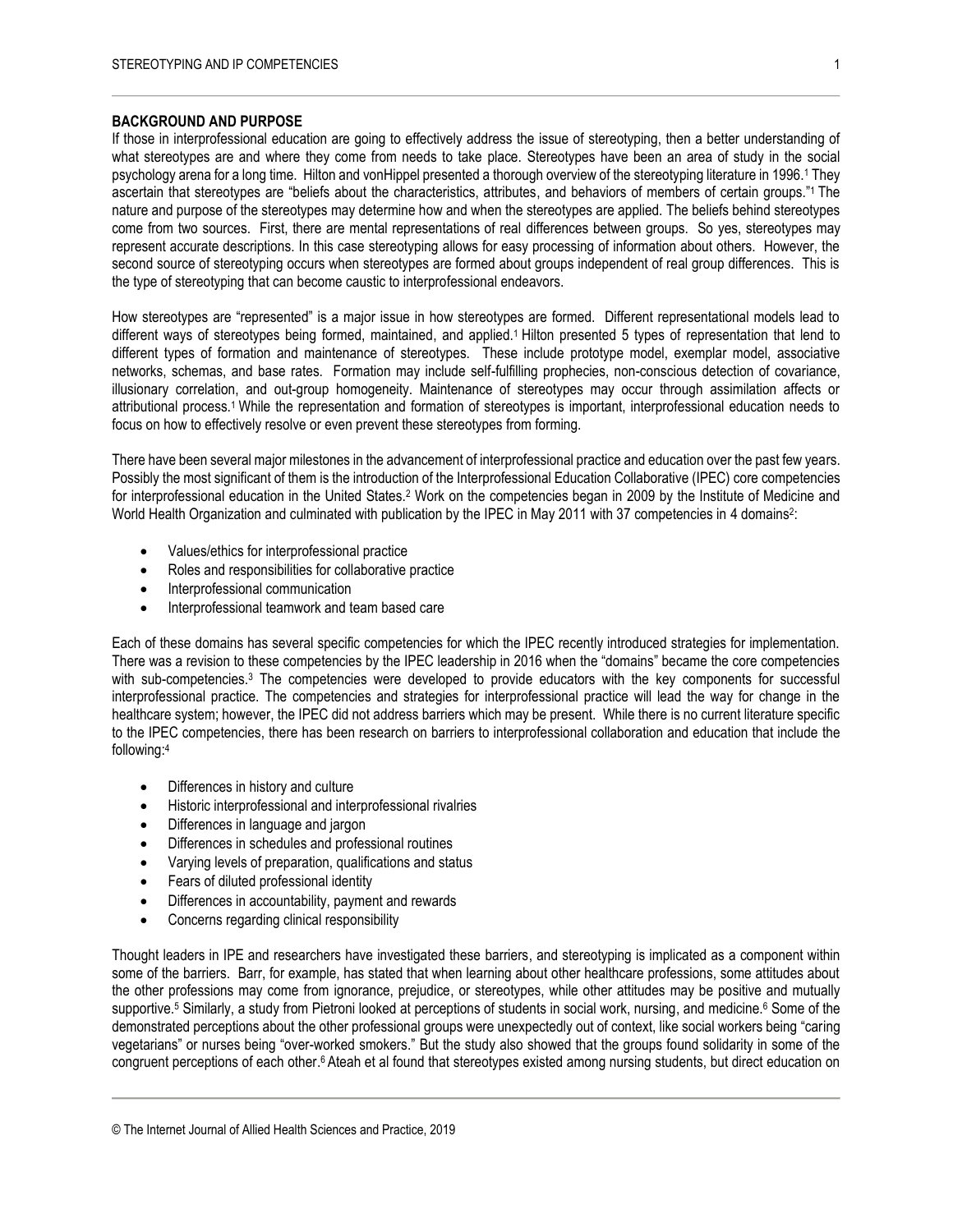## BACKGROUND AND PURPOSE

If those in interprofessional education are going to effectively address the issue of stereotyping, then a better understanding of what stereotypes are and where they come from needs to take place. Stereotypes have been an area of study in the social psychology arena for a long time. Hilton and vonHippel presented a thorough overview of the stereotyping literature in 1996.[1] They ascertain that stereotypes are "beliefs about the characteristics, attributes, and behaviors of members of certain groups."[1] The nature and purpose of the stereotypes may determine how and when the stereotypes are applied. The beliefs behind stereotypes come from two sources. First, there are mental representations of real differences between groups. So yes, stereotypes may represent accurate descriptions. In this case stereotyping allows for easy processing of information about others. However, the second source of stereotyping occurs when stereotypes are formed about groups independent of real group differences. This is the type of stereotyping that can become caustic to interprofessional endeavors.

How stereotypes are "represented" is a major issue in how stereotypes are formed. Different representational models lead to different ways of stereotypes being formed, maintained, and applied.[1] Hilton presented 5 types of representation that lend to different types of formation and maintenance of stereotypes. These include prototype model, exemplar model, associative networks, schemas, and base rates. Formation may include self-fulfilling prophecies, non-conscious detection of covariance, illusionary correlation, and out-group homogeneity. Maintenance of stereotypes may occur through assimilation affects or attributional process.[1] While the representation and formation of stereotypes is important, interprofessional education needs to focus on how to effectively resolve or even prevent these stereotypes from forming.

There have been several major milestones in the advancement of interprofessional practice and education over the past few years. Possibly the most significant of them is the introduction of the Interprofessional Education Collaborative (IPEC) core competencies for interprofessional education in the United States.[2] Work on the competencies began in 2009 by the Institute of Medicine and World Health Organization and culminated with publication by the IPEC in May 2011 with 37 competencies in 4 domains[2]:

- Values/ethics for interprofessional practice
- Roles and responsibilities for collaborative practice
- Interprofessional communication
- Interprofessional teamwork and team based care

Each of these domains has several specific competencies for which the IPEC recently introduced strategies for implementation. There was a revision to these competencies by the IPEC leadership in 2016 when the "domains" became the core competencies with sub-competencies.[3] The competencies were developed to provide educators with the key components for successful interprofessional practice. The competencies and strategies for interprofessional practice will lead the way for change in the healthcare system; however, the IPEC did not address barriers which may be present. While there is no current literature specific to the IPEC competencies, there has been research on barriers to interprofessional collaboration and education that include the following:[4]

- Differences in history and culture
- Historic interprofessional and interprofessional rivalries
- Differences in language and jargon
- Differences in schedules and professional routines
- Varying levels of preparation, qualifications and status
- Fears of diluted professional identity
- Differences in accountability, payment and rewards
- Concerns regarding clinical responsibility

Thought leaders in IPE and researchers have investigated these barriers, and stereotyping is implicated as a component within some of the barriers. Barr, for example, has stated that when learning about other healthcare professions, some attitudes about the other professions may come from ignorance, prejudice, or stereotypes, while other attitudes may be positive and mutually supportive.[5] Similarly, a study from Pietroni looked at perceptions of students in social work, nursing, and medicine.[6] Some of the demonstrated perceptions about the other professional groups were unexpectedly out of context, like social workers being "caring vegetarians" or nurses being "over-worked smokers." But the study also showed that the groups found solidarity in some of the congruent perceptions of each other.[6] Ateah et al found that stereotypes existed among nursing students, but direct education on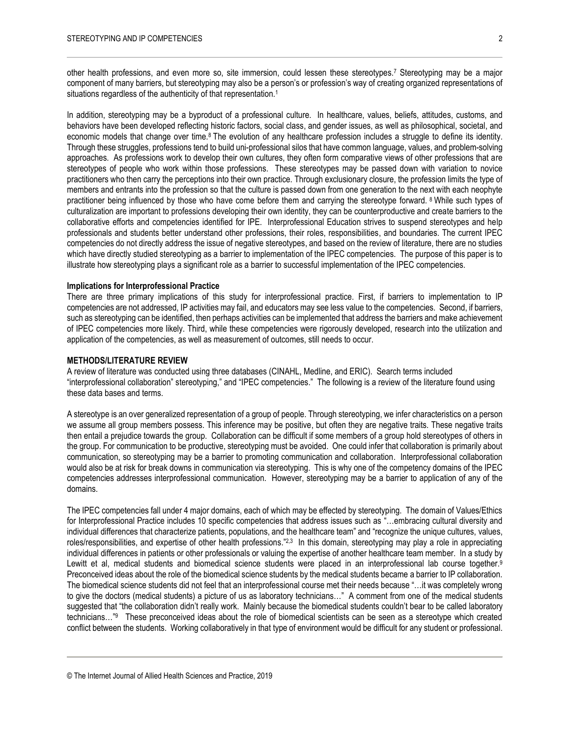other health professions, and even more so, site immersion, could lessen these stereotypes.[7] Stereotyping may be a major component of many barriers, but stereotyping may also be a person's or profession's way of creating organized representations of situations regardless of the authenticity of that representation.[1]

In addition, stereotyping may be a byproduct of a professional culture. In healthcare, values, beliefs, attitudes, customs, and behaviors have been developed reflecting historic factors, social class, and gender issues, as well as philosophical, societal, and economic models that change over time.[8] The evolution of any healthcare profession includes a struggle to define its identity. Through these struggles, professions tend to build uni-professional silos that have common language, values, and problem-solving approaches. As professions work to develop their own cultures, they often form comparative views of other professions that are stereotypes of people who work within those professions. These stereotypes may be passed down with variation to novice practitioners who then carry the perceptions into their own practice. Through exclusionary closure, the profession limits the type of members and entrants into the profession so that the culture is passed down from one generation to the next with each neophyte practitioner being influenced by those who have come before them and carrying the stereotype forward. [8] While such types of culturalization are important to professions developing their own identity, they can be counterproductive and create barriers to the collaborative efforts and competencies identified for IPE. Interprofessional Education strives to suspend stereotypes and help professionals and students better understand other professions, their roles, responsibilities, and boundaries. The current IPEC competencies do not directly address the issue of negative stereotypes, and based on the review of literature, there are no studies which have directly studied stereotyping as a barrier to implementation of the IPEC competencies. The purpose of this paper is to illustrate how stereotyping plays a significant role as a barrier to successful implementation of the IPEC competencies.

**Implications for Interprofessional Practice**

There are three primary implications of this study for interprofessional practice. First, if barriers to implementation to IP competencies are not addressed, IP activities may fail, and educators may see less value to the competencies. Second, if barriers, such as stereotyping can be identified, then perhaps activities can be implemented that address the barriers and make achievement of IPEC competencies more likely. Third, while these competencies were rigorously developed, research into the utilization and application of the competencies, as well as measurement of outcomes, still needs to occur.

## METHODS/LITERATURE REVIEW

A review of literature was conducted using three databases (CINAHL, Medline, and ERIC). Search terms included "interprofessional collaboration" stereotyping," and "IPEC competencies." The following is a review of the literature found using these data bases and terms.

A stereotype is an over generalized representation of a group of people. Through stereotyping, we infer characteristics on a person we assume all group members possess. This inference may be positive, but often they are negative traits. These negative traits then entail a prejudice towards the group. Collaboration can be difficult if some members of a group hold stereotypes of others in the group. For communication to be productive, stereotyping must be avoided. One could infer that collaboration is primarily about communication, so stereotyping may be a barrier to promoting communication and collaboration. Interprofessional collaboration would also be at risk for break downs in communication via stereotyping. This is why one of the competency domains of the IPEC competencies addresses interprofessional communication. However, stereotyping may be a barrier to application of any of the domains.

The IPEC competencies fall under 4 major domains, each of which may be effected by stereotyping. The domain of Values/Ethics for Interprofessional Practice includes 10 specific competencies that address issues such as "…embracing cultural diversity and individual differences that characterize patients, populations, and the healthcare team" and "recognize the unique cultures, values, roles/responsibilities, and expertise of other health professions."[2,3] In this domain, stereotyping may play a role in appreciating individual differences in patients or other professionals or valuing the expertise of another healthcare team member. In a study by Lewitt et al, medical students and biomedical science students were placed in an interprofessional lab course together.[9] Preconceived ideas about the role of the biomedical science students by the medical students became a barrier to IP collaboration. The biomedical science students did not feel that an interprofessional course met their needs because "…it was completely wrong to give the doctors (medical students) a picture of us as laboratory technicians…" A comment from one of the medical students suggested that "the collaboration didn't really work. Mainly because the biomedical students couldn't bear to be called laboratory technicians…"[9] These preconceived ideas about the role of biomedical scientists can be seen as a stereotype which created conflict between the students. Working collaboratively in that type of environment would be difficult for any student or professional.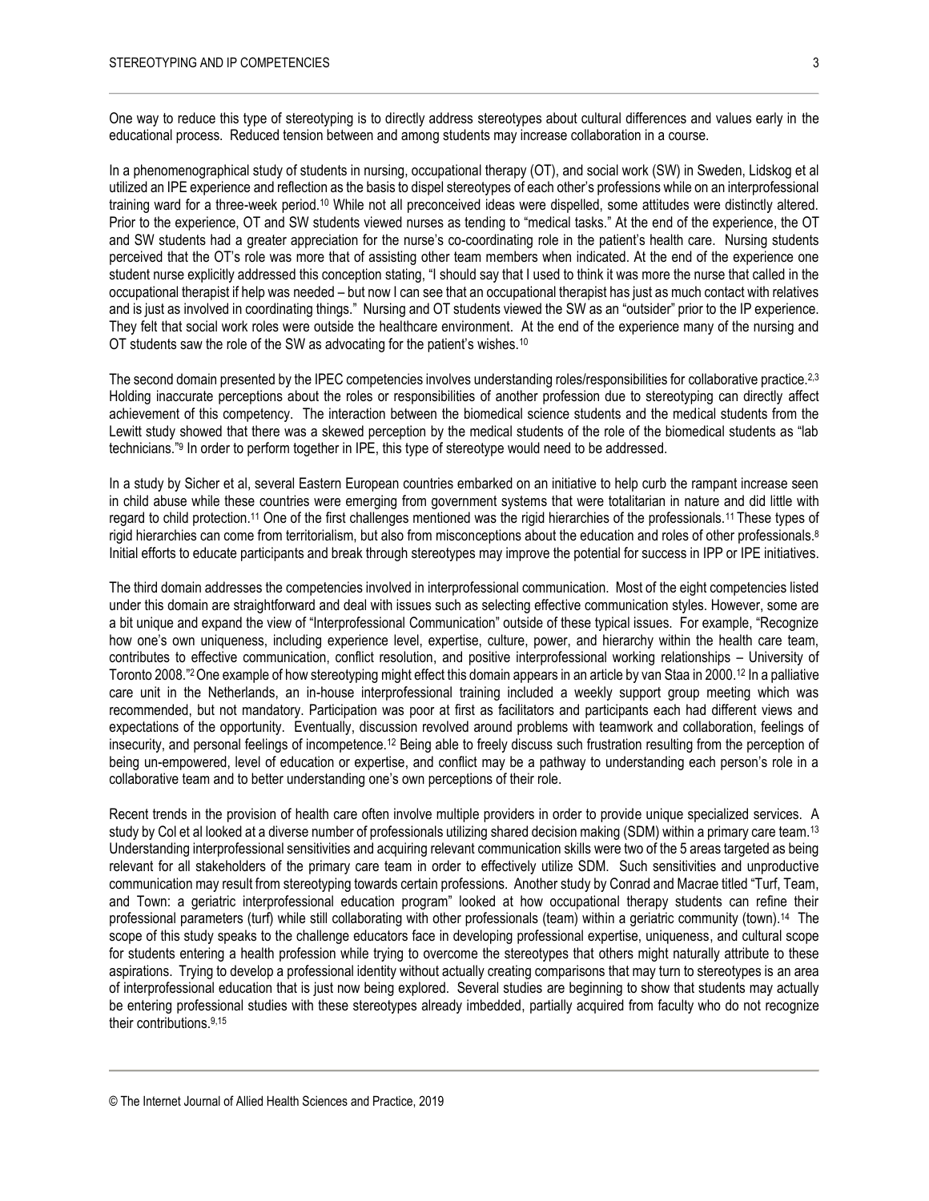One way to reduce this type of stereotyping is to directly address stereotypes about cultural differences and values early in the educational process. Reduced tension between and among students may increase collaboration in a course.

In a phenomenographical study of students in nursing, occupational therapy (OT), and social work (SW) in Sweden, Lidskog et al utilized an IPE experience and reflection as the basis to dispel stereotypes of each other's professions while on an interprofessional training ward for a three-week period.[10] While not all preconceived ideas were dispelled, some attitudes were distinctly altered. Prior to the experience, OT and SW students viewed nurses as tending to "medical tasks." At the end of the experience, the OT and SW students had a greater appreciation for the nurse's co-coordinating role in the patient's health care. Nursing students perceived that the OT's role was more that of assisting other team members when indicated. At the end of the experience one student nurse explicitly addressed this conception stating, "I should say that I used to think it was more the nurse that called in the occupational therapist if help was needed – but now I can see that an occupational therapist has just as much contact with relatives and is just as involved in coordinating things." Nursing and OT students viewed the SW as an "outsider" prior to the IP experience. They felt that social work roles were outside the healthcare environment. At the end of the experience many of the nursing and OT students saw the role of the SW as advocating for the patient's wishes.[10]

The second domain presented by the IPEC competencies involves understanding roles/responsibilities for collaborative practice.[2,3] Holding inaccurate perceptions about the roles or responsibilities of another profession due to stereotyping can directly affect achievement of this competency. The interaction between the biomedical science students and the medical students from the Lewitt study showed that there was a skewed perception by the medical students of the role of the biomedical students as "lab technicians."[9] In order to perform together in IPE, this type of stereotype would need to be addressed.

In a study by Sicher et al, several Eastern European countries embarked on an initiative to help curb the rampant increase seen in child abuse while these countries were emerging from government systems that were totalitarian in nature and did little with regard to child protection.[11] One of the first challenges mentioned was the rigid hierarchies of the professionals.[11] These types of rigid hierarchies can come from territorialism, but also from misconceptions about the education and roles of other professionals.[8] Initial efforts to educate participants and break through stereotypes may improve the potential for success in IPP or IPE initiatives.

The third domain addresses the competencies involved in interprofessional communication. Most of the eight competencies listed under this domain are straightforward and deal with issues such as selecting effective communication styles. However, some are a bit unique and expand the view of "Interprofessional Communication" outside of these typical issues. For example, "Recognize how one's own uniqueness, including experience level, expertise, culture, power, and hierarchy within the health care team, contributes to effective communication, conflict resolution, and positive interprofessional working relationships – University of Toronto 2008."[2] One example of how stereotyping might effect this domain appears in an article by van Staa in 2000.[12] In a palliative care unit in the Netherlands, an in-house interprofessional training included a weekly support group meeting which was recommended, but not mandatory. Participation was poor at first as facilitators and participants each had different views and expectations of the opportunity. Eventually, discussion revolved around problems with teamwork and collaboration, feelings of insecurity, and personal feelings of incompetence.[12] Being able to freely discuss such frustration resulting from the perception of being un-empowered, level of education or expertise, and conflict may be a pathway to understanding each person's role in a collaborative team and to better understanding one's own perceptions of their role.

Recent trends in the provision of health care often involve multiple providers in order to provide unique specialized services. A study by Col et al looked at a diverse number of professionals utilizing shared decision making (SDM) within a primary care team.[13] Understanding interprofessional sensitivities and acquiring relevant communication skills were two of the 5 areas targeted as being relevant for all stakeholders of the primary care team in order to effectively utilize SDM. Such sensitivities and unproductive communication may result from stereotyping towards certain professions. Another study by Conrad and Macrae titled "Turf, Team, and Town: a geriatric interprofessional education program" looked at how occupational therapy students can refine their professional parameters (turf) while still collaborating with other professionals (team) within a geriatric community (town).[14] The scope of this study speaks to the challenge educators face in developing professional expertise, uniqueness, and cultural scope for students entering a health profession while trying to overcome the stereotypes that others might naturally attribute to these aspirations. Trying to develop a professional identity without actually creating comparisons that may turn to stereotypes is an area of interprofessional education that is just now being explored. Several studies are beginning to show that students may actually be entering professional studies with these stereotypes already imbedded, partially acquired from faculty who do not recognize their contributions.[9,15]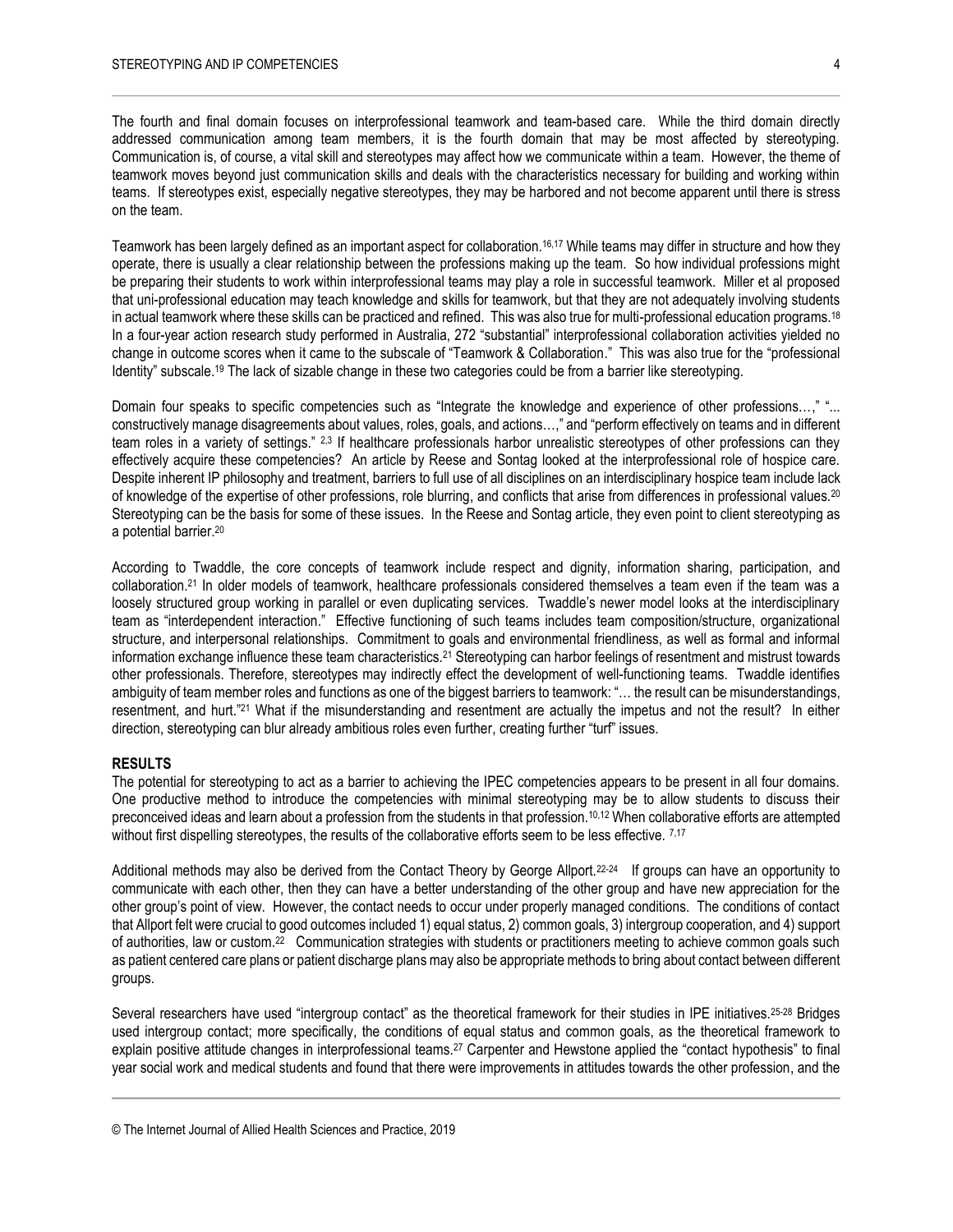The fourth and final domain focuses on interprofessional teamwork and team-based care. While the third domain directly addressed communication among team members, it is the fourth domain that may be most affected by stereotyping. Communication is, of course, a vital skill and stereotypes may affect how we communicate within a team. However, the theme of teamwork moves beyond just communication skills and deals with the characteristics necessary for building and working within teams. If stereotypes exist, especially negative stereotypes, they may be harbored and not become apparent until there is stress on the team.

Teamwork has been largely defined as an important aspect for collaboration.[16,17] While teams may differ in structure and how they operate, there is usually a clear relationship between the professions making up the team. So how individual professions might be preparing their students to work within interprofessional teams may play a role in successful teamwork. Miller et al proposed that uni-professional education may teach knowledge and skills for teamwork, but that they are not adequately involving students in actual teamwork where these skills can be practiced and refined. This was also true for multi-professional education programs.[18] In a four-year action research study performed in Australia, 272 "substantial" interprofessional collaboration activities yielded no change in outcome scores when it came to the subscale of "Teamwork & Collaboration." This was also true for the "professional Identity" subscale.[19] The lack of sizable change in these two categories could be from a barrier like stereotyping.

Domain four speaks to specific competencies such as "Integrate the knowledge and experience of other professions…," "... constructively manage disagreements about values, roles, goals, and actions…," and "perform effectively on teams and in different team roles in a variety of settings." [2,3] If healthcare professionals harbor unrealistic stereotypes of other professions can they effectively acquire these competencies? An article by Reese and Sontag looked at the interprofessional role of hospice care. Despite inherent IP philosophy and treatment, barriers to full use of all disciplines on an interdisciplinary hospice team include lack of knowledge of the expertise of other professions, role blurring, and conflicts that arise from differences in professional values.[20] Stereotyping can be the basis for some of these issues. In the Reese and Sontag article, they even point to client stereotyping as a potential barrier.[20]

According to Twaddle, the core concepts of teamwork include respect and dignity, information sharing, participation, and collaboration.[21] In older models of teamwork, healthcare professionals considered themselves a team even if the team was a loosely structured group working in parallel or even duplicating services. Twaddle's newer model looks at the interdisciplinary team as "interdependent interaction." Effective functioning of such teams includes team composition/structure, organizational structure, and interpersonal relationships. Commitment to goals and environmental friendliness, as well as formal and informal information exchange influence these team characteristics.[21] Stereotyping can harbor feelings of resentment and mistrust towards other professionals. Therefore, stereotypes may indirectly effect the development of well-functioning teams. Twaddle identifies ambiguity of team member roles and functions as one of the biggest barriers to teamwork: "… the result can be misunderstandings, resentment, and hurt."[21] What if the misunderstanding and resentment are actually the impetus and not the result? In either direction, stereotyping can blur already ambitious roles even further, creating further "turf" issues.

## RESULTS

The potential for stereotyping to act as a barrier to achieving the IPEC competencies appears to be present in all four domains. One productive method to introduce the competencies with minimal stereotyping may be to allow students to discuss their preconceived ideas and learn about a profession from the students in that profession.[10,12] When collaborative efforts are attempted without first dispelling stereotypes, the results of the collaborative efforts seem to be less effective. [7,17]

Additional methods may also be derived from the Contact Theory by George Allport.[22-24] If groups can have an opportunity to communicate with each other, then they can have a better understanding of the other group and have new appreciation for the other group's point of view. However, the contact needs to occur under properly managed conditions. The conditions of contact that Allport felt were crucial to good outcomes included 1) equal status, 2) common goals, 3) intergroup cooperation, and 4) support of authorities, law or custom.[22] Communication strategies with students or practitioners meeting to achieve common goals such as patient centered care plans or patient discharge plans may also be appropriate methods to bring about contact between different groups.

Several researchers have used "intergroup contact" as the theoretical framework for their studies in IPE initiatives.[25-28] Bridges used intergroup contact; more specifically, the conditions of equal status and common goals, as the theoretical framework to explain positive attitude changes in interprofessional teams.[27] Carpenter and Hewstone applied the "contact hypothesis" to final year social work and medical students and found that there were improvements in attitudes towards the other profession, and the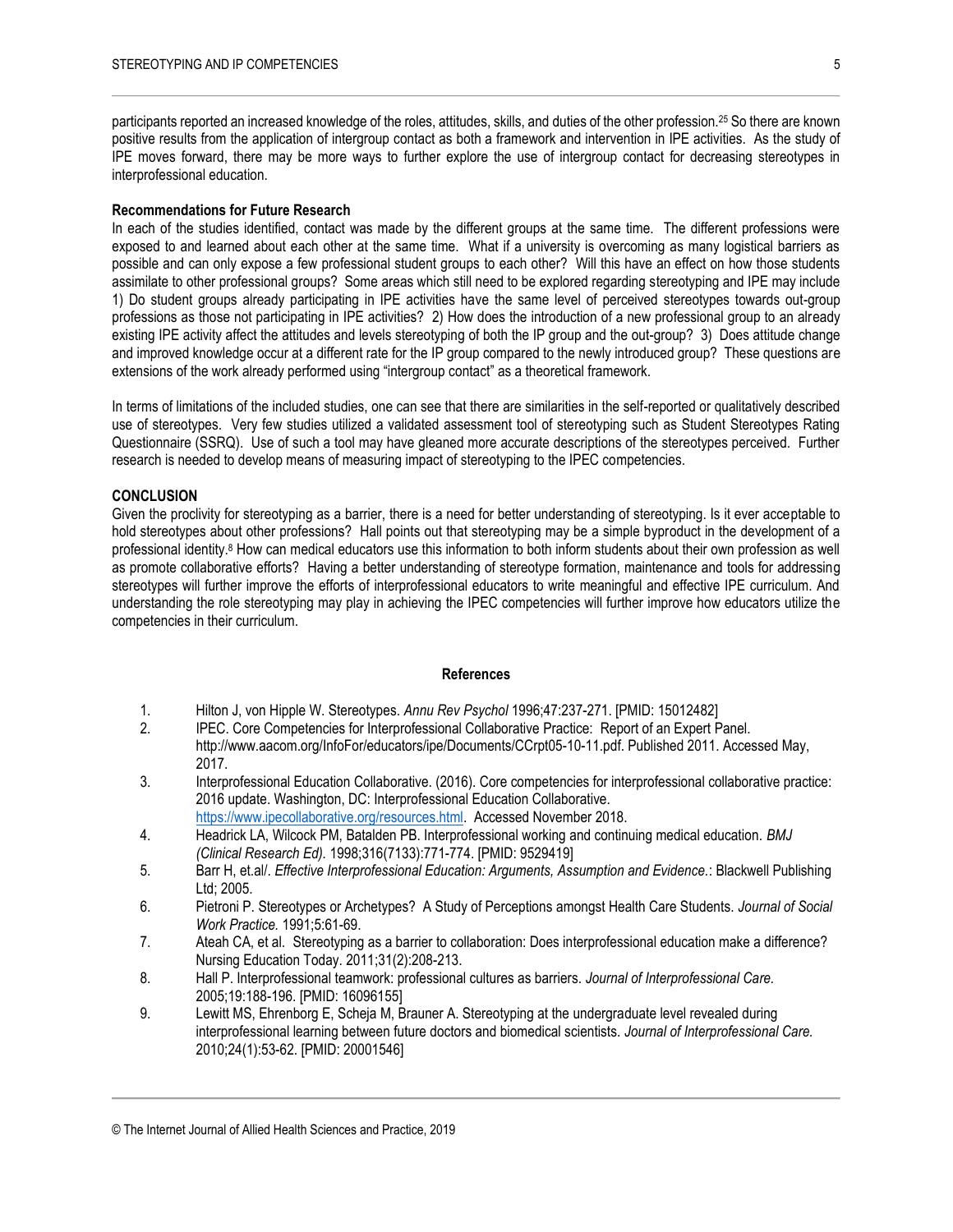participants reported an increased knowledge of the roles, attitudes, skills, and duties of the other profession.[25] So there are known positive results from the application of intergroup contact as both a framework and intervention in IPE activities. As the study of IPE moves forward, there may be more ways to further explore the use of intergroup contact for decreasing stereotypes in interprofessional education.

**Recommendations for Future Research**

In each of the studies identified, contact was made by the different groups at the same time. The different professions were exposed to and learned about each other at the same time. What if a university is overcoming as many logistical barriers as possible and can only expose a few professional student groups to each other? Will this have an effect on how those students assimilate to other professional groups? Some areas which still need to be explored regarding stereotyping and IPE may include 1) Do student groups already participating in IPE activities have the same level of perceived stereotypes towards out-group professions as those not participating in IPE activities? 2) How does the introduction of a new professional group to an already existing IPE activity affect the attitudes and levels stereotyping of both the IP group and the out-group? 3) Does attitude change and improved knowledge occur at a different rate for the IP group compared to the newly introduced group? These questions are extensions of the work already performed using "intergroup contact" as a theoretical framework.

In terms of limitations of the included studies, one can see that there are similarities in the self-reported or qualitatively described use of stereotypes. Very few studies utilized a validated assessment tool of stereotyping such as Student Stereotypes Rating Questionnaire (SSRQ). Use of such a tool may have gleaned more accurate descriptions of the stereotypes perceived. Further research is needed to develop means of measuring impact of stereotyping to the IPEC competencies.

## CONCLUSION

Given the proclivity for stereotyping as a barrier, there is a need for better understanding of stereotyping. Is it ever acceptable to hold stereotypes about other professions? Hall points out that stereotyping may be a simple byproduct in the development of a professional identity.[8] How can medical educators use this information to both inform students about their own profession as well as promote collaborative efforts? Having a better understanding of stereotype formation, maintenance and tools for addressing stereotypes will further improve the efforts of interprofessional educators to write meaningful and effective IPE curriculum. And understanding the role stereotyping may play in achieving the IPEC competencies will further improve how educators utilize the competencies in their curriculum.

## References

1. Hilton J, von Hipple W. Stereotypes. *Annu Rev Psychol* 1996;47:237-271. [PMID: 15012482]
2. IPEC. Core Competencies for Interprofessional Collaborative Practice: Report of an Expert Panel. http://www.aacom.org/InfoFor/educators/ipe/Documents/CCrpt05-10-11.pdf. Published 2011. Accessed May, 2017.
3. Interprofessional Education Collaborative. (2016). Core competencies for interprofessional collaborative practice: 2016 update. Washington, DC: Interprofessional Education Collaborative. https://www.ipecollaborative.org/resources.html. Accessed November 2018.
4. Headrick LA, Wilcock PM, Batalden PB. Interprofessional working and continuing medical education. *BMJ (Clinical Research Ed).* 1998;316(7133):771-774. [PMID: 9529419]
5. Barr H, et.al/. *Effective Interprofessional Education: Arguments, Assumption and Evidence.*: Blackwell Publishing Ltd; 2005.
6. Pietroni P. Stereotypes or Archetypes? A Study of Perceptions amongst Health Care Students. *Journal of Social Work Practice.* 1991;5:61-69.
7. Ateah CA, et al. Stereotyping as a barrier to collaboration: Does interprofessional education make a difference? Nursing Education Today. 2011;31(2):208-213.
8. Hall P. Interprofessional teamwork: professional cultures as barriers. *Journal of Interprofessional Care.* 2005;19:188-196. [PMID: 16096155]
9. Lewitt MS, Ehrenborg E, Scheja M, Brauner A. Stereotyping at the undergraduate level revealed during interprofessional learning between future doctors and biomedical scientists. *Journal of Interprofessional Care.* 2010;24(1):53-62. [PMID: 20001546]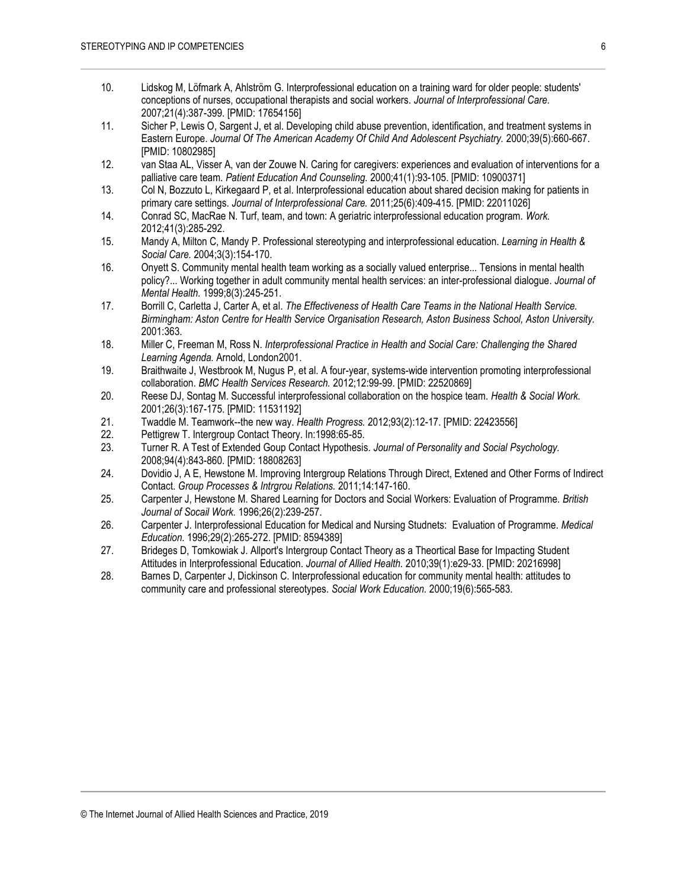10. Lidskog M, Löfmark A, Ahlström G. Interprofessional education on a training ward for older people: students' conceptions of nurses, occupational therapists and social workers. *Journal of Interprofessional Care.* 2007;21(4):387-399. [PMID: 17654156]
11. Sicher P, Lewis O, Sargent J, et al. Developing child abuse prevention, identification, and treatment systems in Eastern Europe. *Journal Of The American Academy Of Child And Adolescent Psychiatry.* 2000;39(5):660-667. [PMID: 10802985]
12. van Staa AL, Visser A, van der Zouwe N. Caring for caregivers: experiences and evaluation of interventions for a palliative care team. *Patient Education And Counseling.* 2000;41(1):93-105. [PMID: 10900371]
13. Col N, Bozzuto L, Kirkegaard P, et al. Interprofessional education about shared decision making for patients in primary care settings. *Journal of Interprofessional Care.* 2011;25(6):409-415. [PMID: 22011026]
14. Conrad SC, MacRae N. Turf, team, and town: A geriatric interprofessional education program. *Work.* 2012;41(3):285-292.
15. Mandy A, Milton C, Mandy P. Professional stereotyping and interprofessional education. *Learning in Health & Social Care.* 2004;3(3):154-170.
16. Onyett S. Community mental health team working as a socially valued enterprise... Tensions in mental health policy?... Working together in adult community mental health services: an inter-professional dialogue. *Journal of Mental Health.* 1999;8(3):245-251.
17. Borrill C, Carletta J, Carter A, et al. *The Effectiveness of Health Care Teams in the National Health Service. Birmingham: Aston Centre for Health Service Organisation Research, Aston Business School, Aston University.* 2001:363.
18. Miller C, Freeman M, Ross N. *Interprofessional Practice in Health and Social Care: Challenging the Shared Learning Agenda.* Arnold, London2001.
19. Braithwaite J, Westbrook M, Nugus P, et al. A four-year, systems-wide intervention promoting interprofessional collaboration. *BMC Health Services Research.* 2012;12:99-99. [PMID: 22520869]
20. Reese DJ, Sontag M. Successful interprofessional collaboration on the hospice team. *Health & Social Work.* 2001;26(3):167-175. [PMID: 11531192]
21. Twaddle M. Teamwork--the new way. *Health Progress.* 2012;93(2):12-17. [PMID: 22423556]
22. Pettigrew T. Intergroup Contact Theory. In:1998:65-85.
23. Turner R. A Test of Extended Goup Contact Hypothesis. *Journal of Personality and Social Psychology.* 2008;94(4):843-860. [PMID: 18808263]
24. Dovidio J, A E, Hewstone M. Improving Intergroup Relations Through Direct, Extened and Other Forms of Indirect Contact. *Group Processes & Intrgrou Relations.* 2011;14:147-160.
25. Carpenter J, Hewstone M. Shared Learning for Doctors and Social Workers: Evaluation of Programme. *British Journal of Socail Work.* 1996;26(2):239-257.
26. Carpenter J. Interprofessional Education for Medical and Nursing Studnets: Evaluation of Programme. *Medical Education.* 1996;29(2):265-272. [PMID: 8594389]
27. Brideges D, Tomkowiak J. Allport's Intergroup Contact Theory as a Theortical Base for Impacting Student Attitudes in Interprofessional Education. *Journal of Allied Health.* 2010;39(1):e29-33. [PMID: 20216998]
28. Barnes D, Carpenter J, Dickinson C. Interprofessional education for community mental health: attitudes to community care and professional stereotypes. *Social Work Education.* 2000;19(6):565-583.